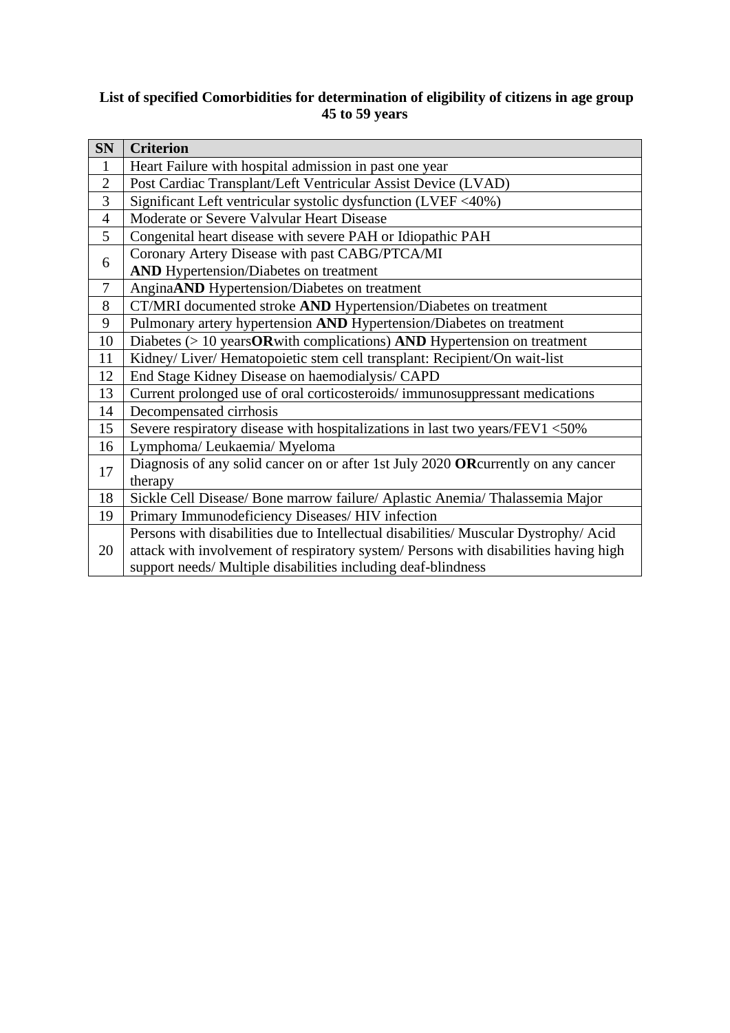**List of specified Comorbidities for determination of eligibility of citizens in age group 45 to 59 years**

| SN | Criterion |
|---|---|
| 1 | Heart Failure with hospital admission in past one year |
| 2 | Post Cardiac Transplant/Left Ventricular Assist Device (LVAD) |
| 3 | Significant Left ventricular systolic dysfunction (LVEF <40%) |
| 4 | Moderate or Severe Valvular Heart Disease |
| 5 | Congenital heart disease with severe PAH or Idiopathic PAH |
| 6 | Coronary Artery Disease with past CABG/PTCA/MI **AND** Hypertension/Diabetes on treatment |
| 7 | Angina**AND** Hypertension/Diabetes on treatment |
| 8 | CT/MRI documented stroke **AND** Hypertension/Diabetes on treatment |
| 9 | Pulmonary artery hypertension **AND** Hypertension/Diabetes on treatment |
| 10 | Diabetes (> 10 years**OR**with complications) **AND** Hypertension on treatment |
| 11 | Kidney/ Liver/ Hematopoietic stem cell transplant: Recipient/On wait-list |
| 12 | End Stage Kidney Disease on haemodialysis/ CAPD |
| 13 | Current prolonged use of oral corticosteroids/ immunosuppressant medications |
| 14 | Decompensated cirrhosis |
| 15 | Severe respiratory disease with hospitalizations in last two years/FEV1 <50% |
| 16 | Lymphoma/ Leukaemia/ Myeloma |
| 17 | Diagnosis of any solid cancer on or after 1st July 2020 **OR**currently on any cancer therapy |
| 18 | Sickle Cell Disease/ Bone marrow failure/ Aplastic Anemia/ Thalassemia Major |
| 19 | Primary Immunodeficiency Diseases/ HIV infection |
| 20 | Persons with disabilities due to Intellectual disabilities/ Muscular Dystrophy/ Acid attack with involvement of respiratory system/ Persons with disabilities having high support needs/ Multiple disabilities including deaf-blindness |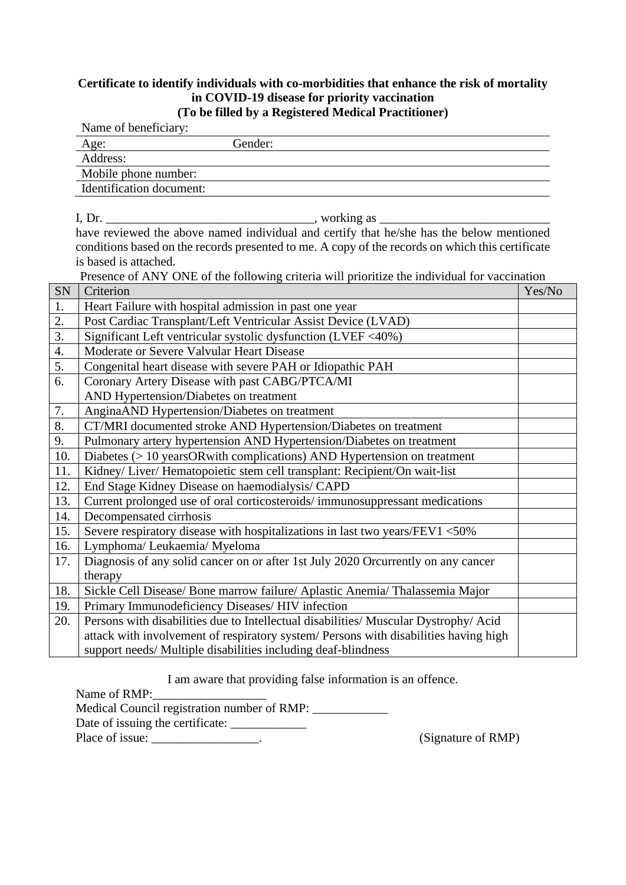**Certificate to identify individuals with co-morbidities that enhance the risk of mortality in COVID-19 disease for priority vaccination**
**(To be filled by a Registered Medical Practitioner)**

Name of beneficiary:

Age: Gender:

Address:

Mobile phone number:

Identification document:

I, Dr. _________________________________, working as ___________________________ have reviewed the above named individual and certify that he/she has the below mentioned conditions based on the records presented to me. A copy of the records on which this certificate is based is attached.

Presence of ANY ONE of the following criteria will prioritize the individual for vaccination

| SN | Criterion | Yes/No |
|---|---|---|
| 1. | Heart Failure with hospital admission in past one year | |
| 2. | Post Cardiac Transplant/Left Ventricular Assist Device (LVAD) | |
| 3. | Significant Left ventricular systolic dysfunction (LVEF <40%) | |
| 4. | Moderate or Severe Valvular Heart Disease | |
| 5. | Congenital heart disease with severe PAH or Idiopathic PAH | |
| 6. | Coronary Artery Disease with past CABG/PTCA/MI AND Hypertension/Diabetes on treatment | |
| 7. | AnginaAND Hypertension/Diabetes on treatment | |
| 8. | CT/MRI documented stroke AND Hypertension/Diabetes on treatment | |
| 9. | Pulmonary artery hypertension AND Hypertension/Diabetes on treatment | |
| 10. | Diabetes (> 10 yearsORwith complications) AND Hypertension on treatment | |
| 11. | Kidney/ Liver/ Hematopoietic stem cell transplant: Recipient/On wait-list | |
| 12. | End Stage Kidney Disease on haemodialysis/ CAPD | |
| 13. | Current prolonged use of oral corticosteroids/ immunosuppressant medications | |
| 14. | Decompensated cirrhosis | |
| 15. | Severe respiratory disease with hospitalizations in last two years/FEV1 <50% | |
| 16. | Lymphoma/ Leukaemia/ Myeloma | |
| 17. | Diagnosis of any solid cancer on or after 1st July 2020 Orcurrently on any cancer therapy | |
| 18. | Sickle Cell Disease/ Bone marrow failure/ Aplastic Anemia/ Thalassemia Major | |
| 19. | Primary Immunodeficiency Diseases/ HIV infection | |
| 20. | Persons with disabilities due to Intellectual disabilities/ Muscular Dystrophy/ Acid attack with involvement of respiratory system/ Persons with disabilities having high support needs/ Multiple disabilities including deaf-blindness | |

I am aware that providing false information is an offence.

Name of RMP:__________________

Medical Council registration number of RMP: ____________

Date of issuing the certificate: ____________

Place of issue: _________________. (Signature of RMP)